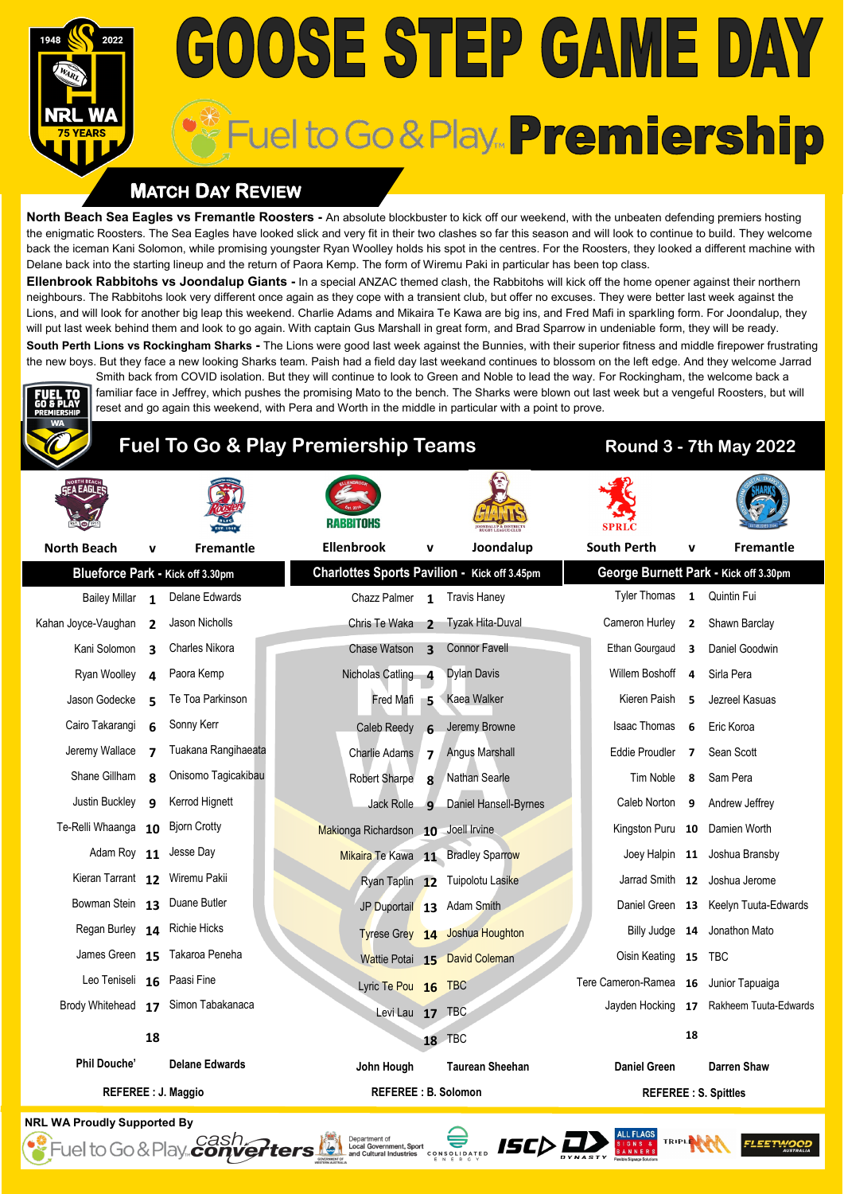# GOOSE STEP GAME DAY

## Fuel to Go & Play Premiership

### Match Day Review

**North Beach Sea Eagles vs Fremantle Roosters -** An absolute blockbuster to kick off our weekend, with the unbeaten defending premiers hosting the enigmatic Roosters. The Sea Eagles have looked slick and very fit in their two clashes so far this season and will look to continue to build. They welcome back the iceman Kani Solomon, while promising youngster Ryan Woolley holds his spot in the centres. For the Roosters, they looked a different machine with Delane back into the starting lineup and the return of Paora Kemp. The form of Wiremu Paki in particular has been top class.

**Ellenbrook Rabbitohs vs Joondalup Giants -** In a special ANZAC themed clash, the Rabbitohs will kick off the home opener against their northern neighbours. The Rabbitohs look very different once again as they cope with a transient club, but offer no excuses. They were better last week against the Lions, and will look for another big leap this weekend. Charlie Adams and Mikaira Te Kawa are big ins, and Fred Mafi in sparkling form. For Joondalup, they will put last week behind them and look to go again. With captain Gus Marshall in great form, and Brad Sparrow in undeniable form, they will be ready.

**South Perth Lions vs Rockingham Sharks -** The Lions were good last week against the Bunnies, with their superior fitness and middle firepower frustrating the new boys. But they face a new looking Sharks team. Paish had a field day last weekend continues to blossom on the left edge. And they welcome Jarrad Smith back from COVID isolation. But they will continue to look to Green and Noble to lead the way. For Rockingham, the welcome back a familiar face in Jeffrey, which pushes the promising Mato to the bench. The Sharks were blown out last week but a vengeful Roosters, but will reset and go again this weekend, with Pera and Worth in the middle in particular with a point to prove.

## Fuel To Go & Play Premiership Teams

### Round 3 - 7th May 2022

| North Beach | v | Fremantle | Ellenbrook | v | Joondalup | South Perth | v | Fremantle |
|---|---|---|---|---|---|---|---|---|
| **Blueforce Park - Kick off 3.30pm** | | | **Charlottes Sports Pavilion - Kick off 3.45pm** | | | **George Burnett Park - Kick off 3.30pm** | | |
| Bailey Millar | 1 | Delane Edwards | Chazz Palmer | 1 | Travis Haney | Tyler Thomas | 1 | Quintin Fui |
| Kahan Joyce-Vaughan | 2 | Jason Nicholls | Chris Te Waka | 2 | Tyzak Hita-Duval | Cameron Hurley | 2 | Shawn Barclay |
| Kani Solomon | 3 | Charles Nikora | Chase Watson | 3 | Connor Favell | Ethan Gourgaud | 3 | Daniel Goodwin |
| Ryan Woolley | 4 | Paora Kemp | Nicholas Catling | 4 | Dylan Davis | Willem Boshoff | 4 | Sirla Pera |
| Jason Godecke | 5 | Te Toa Parkinson | Fred Mafi | 5 | Kaea Walker | Kieren Paish | 5 | Jezreel Kasuas |
| Cairo Takarangi | 6 | Sonny Kerr | Caleb Reedy | 6 | Jeremy Browne | Isaac Thomas | 6 | Eric Koroa |
| Jeremy Wallace | 7 | Tuakana Rangihaeata | Charlie Adams | 7 | Angus Marshall | Eddie Proudler | 7 | Sean Scott |
| Shane Gillham | 8 | Onisomo Tagicakibau | Robert Sharpe | 8 | Nathan Searle | Tim Noble | 8 | Sam Pera |
| Justin Buckley | 9 | Kerrod Hignett | Jack Rolle | 9 | Daniel Hansell-Byrnes | Caleb Norton | 9 | Andrew Jeffrey |
| Te-Relli Whaanga | 10 | Bjorn Crotty | Makionga Richardson | 10 | Joell Irvine | Kingston Puru | 10 | Damien Worth |
| Adam Roy | 11 | Jesse Day | Mikaira Te Kawa | 11 | Bradley Sparrow | Joey Halpin | 11 | Joshua Bransby |
| Kieran Tarrant | 12 | Wiremu Pakii | Ryan Taplin | 12 | Tuipolotu Lasike | Jarrad Smith | 12 | Joshua Jerome |
| Bowman Stein | 13 | Duane Butler | JP Duportail | 13 | Adam Smith | Daniel Green | 13 | Keelyn Tuuta-Edwards |
| Regan Burley | 14 | Richie Hicks | Tyrese Grey | 14 | Joshua Houghton | Billy Judge | 14 | Jonathon Mato |
| James Green | 15 | Takaroa Peneha | Wattie Potai | 15 | David Coleman | Oisin Keating | 15 | TBC |
| Leo Teniseli | 16 | Paasi Fine | Lyric Te Pou | 16 | TBC | Tere Cameron-Ramea | 16 | Junior Tapuaiga |
| Brody Whitehead | 17 | Simon Tabakanaca | Levi Lau | 17 | TBC | Jayden Hocking | 17 | Rakheem Tuuta-Edwards |
| | 18 | | | 18 | TBC | | 18 | |
| **Phil Douche'** | | **Delane Edwards** | **John Hough** | | **Taurean Sheehan** | **Daniel Green** | | **Darren Shaw** |
| **REFEREE : J. Maggio** | | | **REFEREE : B. Solomon** | | | **REFEREE : S. Spittles** | | |

**NRL WA Proudly Supported By**

Fuel to Go & Play, Cash Converters, Department of Local Government, Sport and Cultural Industries, Consolidated Energy, ISC, Dynasty, All Flags Signs & Banners, Triple M, Fleetwood Australia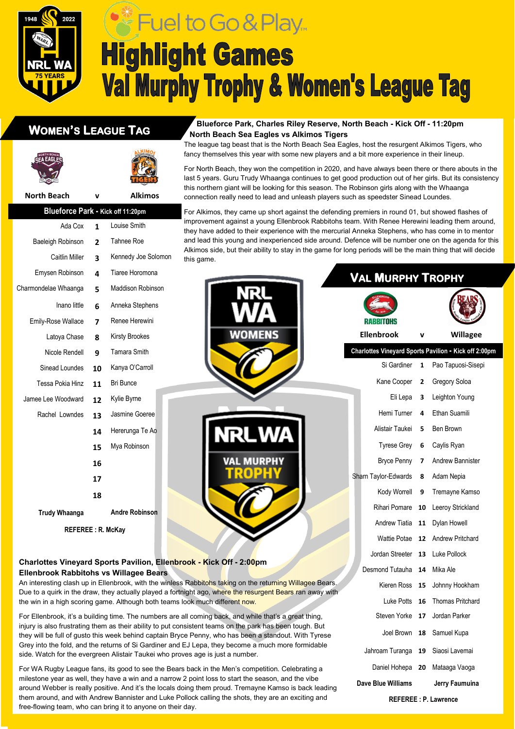# Fuel to Go & Play
# Highlight Games
# Val Murphy Trophy & Women's League Tag

## Women's League Tag

| North Beach | v | Alkimos |
|---|---|---|
| **Blueforce Park - Kick off 11:20pm** | | |
| Ada Cox | 1 | Louise Smith |
| Baeleigh Robinson | 2 | Tahnee Roe |
| Caitlin Miller | 3 | Kennedy Joe Solomon |
| Emysen Robinson | 4 | Tiaree Horomona |
| Charmondelae Whaanga | 5 | Maddison Robinson |
| Inano little | 6 | Anneka Stephens |
| Emily-Rose Wallace | 7 | Renee Herewini |
| Latoya Chase | 8 | Kirsty Brookes |
| Nicole Rendell | 9 | Tamara Smith |
| Sinead Loundes | 10 | Kanya O'Carroll |
| Tessa Pokia Hinz | 11 | Bri Bunce |
| Jamee Lee Woodward | 12 | Kylie Byrne |
| Rachel Lowndes | 13 | Jasmine Goeree |
| | 14 | Hererunga Te Ao |
| | 15 | Mya Robinson |
| | 16 | |
| | 17 | |
| | 18 | |
| **Trudy Whaanga** | | **Andre Robinson** |

**REFEREE : R. McKay**

**Blueforce Park, Charles Riley Reserve, North Beach - Kick Off - 11:20pm**
**North Beach Sea Eagles vs Alkimos Tigers**

The league tag beast that is the North Beach Sea Eagles, host the resurgent Alkimos Tigers, who fancy themselves this year with some new players and a bit more experience in their lineup.

For North Beach, they won the competition in 2020, and have always been there or there abouts in the last 5 years. Guru Trudy Whaanga continues to get good production out of her girls. But its consistency this northern giant will be looking for this season. The Robinson girls along with the Whaanga connection really need to lead and unleash players such as speedster Sinead Loundes.

For Alkimos, they came up short against the defending premiers in round 01, but showed flashes of improvement against a young Ellenbrook Rabbitohs team. With Renee Herewini leading them around, they have added to their experience with the mercurial Anneka Stephens, who has come in to mentor and lead this young and inexperienced side around. Defence will be number one on the agenda for this Alkimos side, but their ability to stay in the game for long periods will be the main thing that will decide this game.

## Val Murphy Trophy

| Ellenbrook | v | Willagee |
|---|---|---|
| **Charlottes Vineyard Sports Pavilion - Kick off 2:00pm** | | |
| Si Gardiner | 1 | Pao Tapuosi-Sisepi |
| Kane Cooper | 2 | Gregory Soloa |
| Eli Lepa | 3 | Leighton Young |
| Hemi Turner | 4 | Ethan Suamili |
| Alistair Taukei | 5 | Ben Brown |
| Tyrese Grey | 6 | Caylis Ryan |
| Bryce Penny | 7 | Andrew Bannister |
| Sharn Taylor-Edwards | 8 | Adam Nepia |
| Kody Worrell | 9 | Tremayne Kamso |
| Rihari Pomare | 10 | Leeroy Strickland |
| Andrew Tiatia | 11 | Dylan Howell |
| Wattie Potae | 12 | Andrew Pritchard |
| Jordan Streeter | 13 | Luke Pollock |
| Desmond Tutauha | 14 | Mika Ale |
| Kieren Ross | 15 | Johnny Hookham |
| Luke Potts | 16 | Thomas Pritchard |
| Steven Yorke | 17 | Jordan Parker |
| Joel Brown | 18 | Samuel Kupa |
| Jahroam Turanga | 19 | Siaosi Lavemai |
| Daniel Hohepa | 20 | Mataaga Vaoga |
| **Dave Blue Williams** | | **Jerry Faumuina** |

**REFEREE : P. Lawrence**

**Charlottes Vineyard Sports Pavilion, Ellenbrook - Kick Off - 2:00pm**
**Ellenbrook Rabbitohs vs Willagee Bears**

An interesting clash up in Ellenbrook, with the winless Rabbitohs taking on the returning Willagee Bears. Due to a quirk in the draw, they actually played a fortnight ago, where the resurgent Bears ran away with the win in a high scoring game. Although both teams look much different now.

For Ellenbrook, it's a building time. The numbers are all coming back, and while that's a great thing, injury is also frustrating them as their ability to put consistent teams on the park has been tough. But they will be full of gusto this week behind captain Bryce Penny, who has been a standout. With Tyrese Grey into the fold, and the returns of Si Gardiner and EJ Lepa, they become a much more formidable side. Watch for the evergreen Alistair Taukei who proves age is just a number.

For WA Rugby League fans, its good to see the Bears back in the Men's competition. Celebrating a milestone year as well, they have a win and a narrow 2 point loss to start the season, and the vibe around Webber is really positive. And it's the locals doing them proud. Tremayne Kamso is back leading them around, and with Andrew Bannister and Luke Pollock calling the shots, they are an exciting and free-flowing team, who can bring it to anyone on their day.